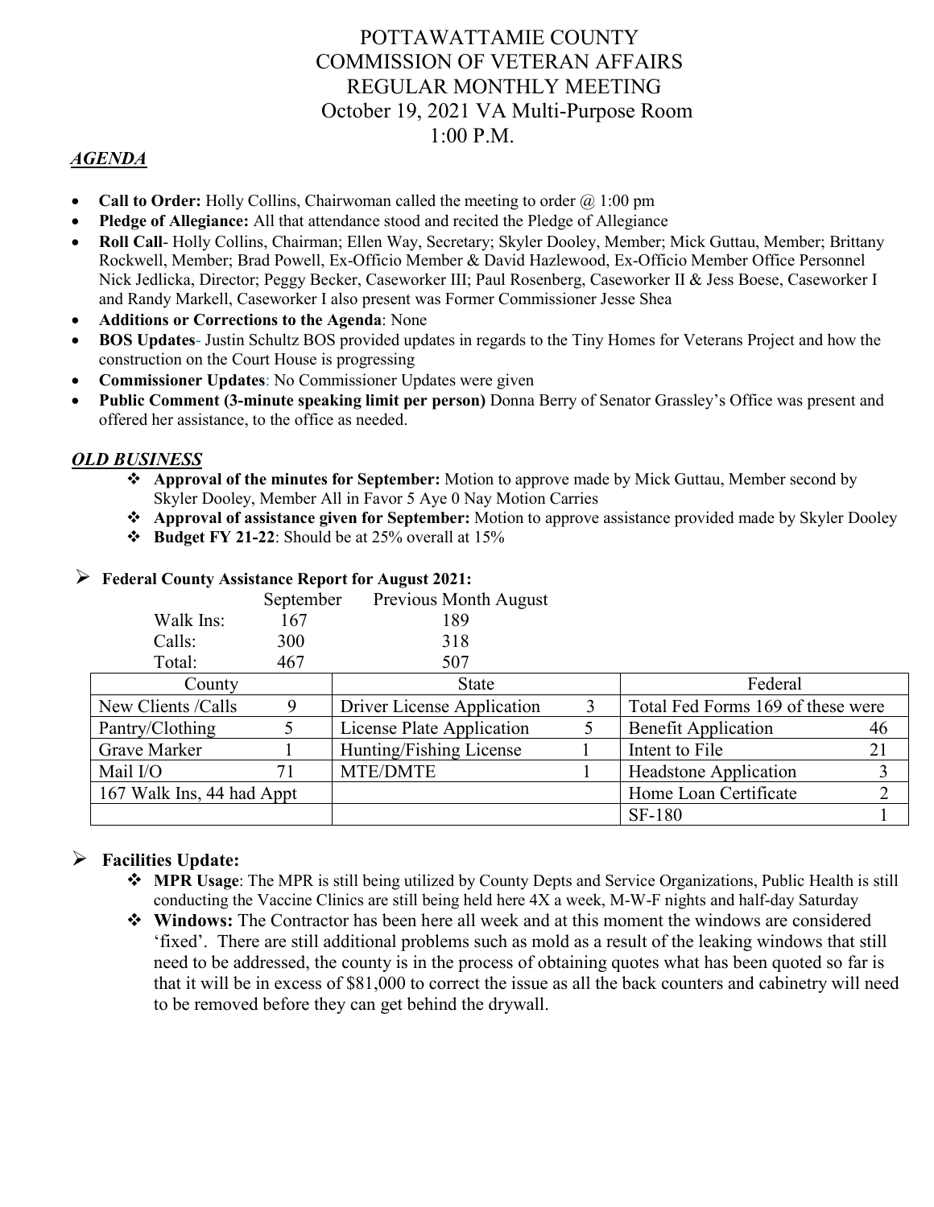# POTTAWATTAMIE COUNTY
# COMMISSION OF VETERAN AFFAIRS
# REGULAR MONTHLY MEETING
# October 19, 2021 VA Multi-Purpose Room
# 1:00 P.M.

## ***AGENDA***

- **Call to Order:** Holly Collins, Chairwoman called the meeting to order @ 1:00 pm
- **Pledge of Allegiance:** All that attendance stood and recited the Pledge of Allegiance
- **Roll Call**- Holly Collins, Chairman; Ellen Way, Secretary; Skyler Dooley, Member; Mick Guttau, Member; Brittany Rockwell, Member; Brad Powell, Ex-Officio Member & David Hazlewood, Ex-Officio Member Office Personnel Nick Jedlicka, Director; Peggy Becker, Caseworker III; Paul Rosenberg, Caseworker II & Jess Boese, Caseworker I and Randy Markell, Caseworker I also present was Former Commissioner Jesse Shea
- **Additions or Corrections to the Agenda**: None
- **BOS Updates**- Justin Schultz BOS provided updates in regards to the Tiny Homes for Veterans Project and how the construction on the Court House is progressing
- **Commissioner Updates**: No Commissioner Updates were given
- **Public Comment (3-minute speaking limit per person)** Donna Berry of Senator Grassley's Office was present and offered her assistance, to the office as needed.

## ***OLD BUSINESS***

- **Approval of the minutes for September:** Motion to approve made by Mick Guttau, Member second by Skyler Dooley, Member All in Favor 5 Aye 0 Nay Motion Carries
- **Approval of assistance given for September:** Motion to approve assistance provided made by Skyler Dooley
- **Budget FY 21-22**: Should be at 25% overall at 15%

### Federal County Assistance Report for August 2021:

| | September | Previous Month August |
|---|---|---|
| Walk Ins: | 167 | 189 |
| Calls: | 300 | 318 |
| Total: | 467 | 507 |

| County | | State | | Federal | |
|---|---|---|---|---|---|
| New Clients /Calls | 9 | Driver License Application | 3 | Total Fed Forms 169 of these were | |
| Pantry/Clothing | 5 | License Plate Application | 5 | Benefit Application | 46 |
| Grave Marker | 1 | Hunting/Fishing License | 1 | Intent to File | 21 |
| Mail I/O | 71 | MTE/DMTE | 1 | Headstone Application | 3 |
| 167 Walk Ins, 44 had Appt | | | | Home Loan Certificate | 2 |
| | | | | SF-180 | 1 |

### Facilities Update:

- **MPR Usage**: The MPR is still being utilized by County Depts and Service Organizations, Public Health is still conducting the Vaccine Clinics are still being held here 4X a week, M-W-F nights and half-day Saturday
- **Windows:** The Contractor has been here all week and at this moment the windows are considered 'fixed'. There are still additional problems such as mold as a result of the leaking windows that still need to be addressed, the county is in the process of obtaining quotes what has been quoted so far is that it will be in excess of $81,000 to correct the issue as all the back counters and cabinetry will need to be removed before they can get behind the drywall.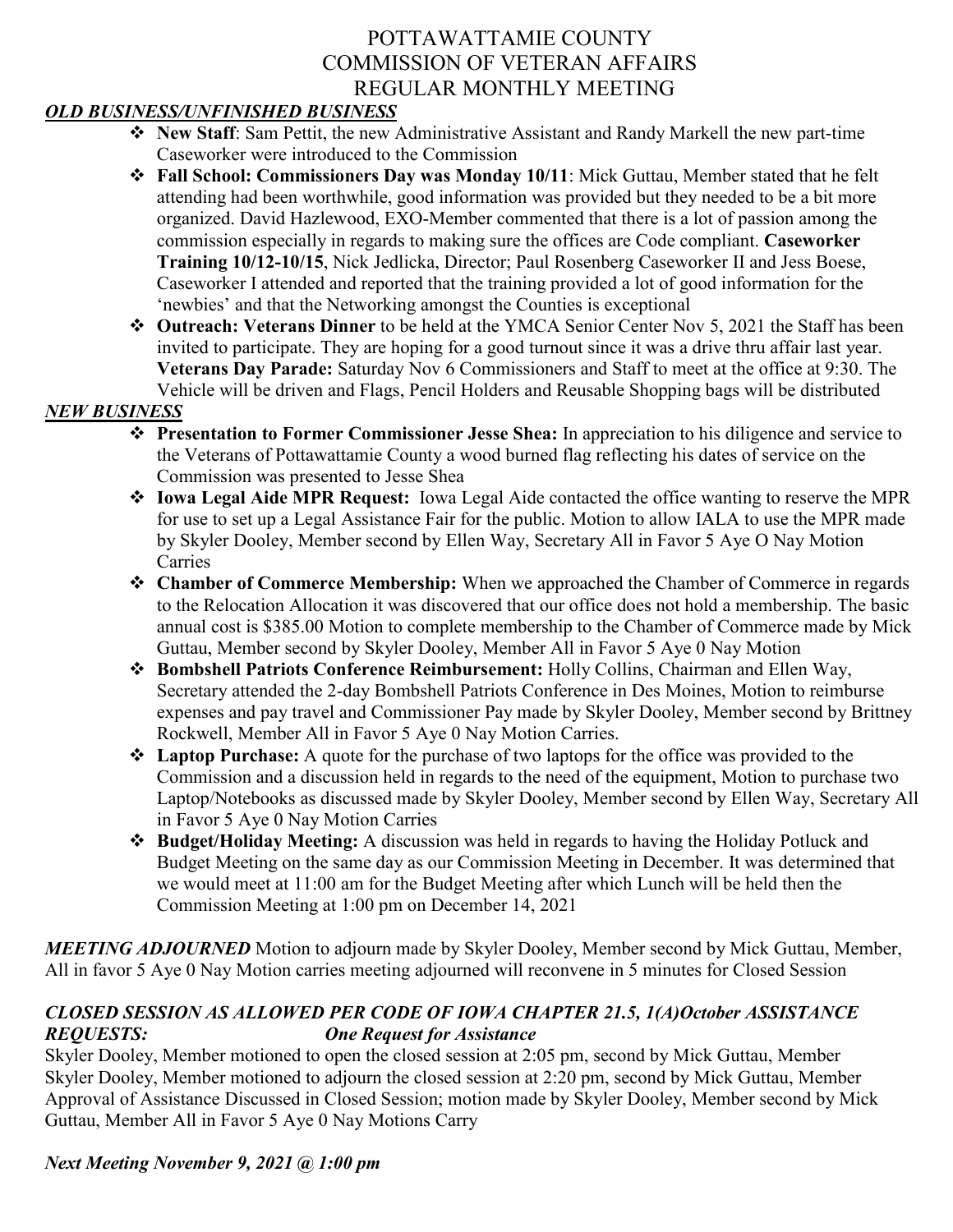# POTTAWATTAMIE COUNTY
# COMMISSION OF VETERAN AFFAIRS
# REGULAR MONTHLY MEETING

***OLD BUSINESS/UNFINISHED BUSINESS***

- **New Staff**: Sam Pettit, the new Administrative Assistant and Randy Markell the new part-time Caseworker were introduced to the Commission
- **Fall School: Commissioners Day was Monday 10/11**: Mick Guttau, Member stated that he felt attending had been worthwhile, good information was provided but they needed to be a bit more organized. David Hazlewood, EXO-Member commented that there is a lot of passion among the commission especially in regards to making sure the offices are Code compliant. **Caseworker Training 10/12-10/15**, Nick Jedlicka, Director; Paul Rosenberg Caseworker II and Jess Boese, Caseworker I attended and reported that the training provided a lot of good information for the 'newbies' and that the Networking amongst the Counties is exceptional
- **Outreach: Veterans Dinner** to be held at the YMCA Senior Center Nov 5, 2021 the Staff has been invited to participate. They are hoping for a good turnout since it was a drive thru affair last year. **Veterans Day Parade:** Saturday Nov 6 Commissioners and Staff to meet at the office at 9:30. The Vehicle will be driven and Flags, Pencil Holders and Reusable Shopping bags will be distributed

***NEW BUSINESS***

- **Presentation to Former Commissioner Jesse Shea:** In appreciation to his diligence and service to the Veterans of Pottawattamie County a wood burned flag reflecting his dates of service on the Commission was presented to Jesse Shea
- **Iowa Legal Aide MPR Request:** Iowa Legal Aide contacted the office wanting to reserve the MPR for use to set up a Legal Assistance Fair for the public. Motion to allow IALA to use the MPR made by Skyler Dooley, Member second by Ellen Way, Secretary All in Favor 5 Aye O Nay Motion Carries
- **Chamber of Commerce Membership:** When we approached the Chamber of Commerce in regards to the Relocation Allocation it was discovered that our office does not hold a membership. The basic annual cost is $385.00 Motion to complete membership to the Chamber of Commerce made by Mick Guttau, Member second by Skyler Dooley, Member All in Favor 5 Aye 0 Nay Motion
- **Bombshell Patriots Conference Reimbursement:** Holly Collins, Chairman and Ellen Way, Secretary attended the 2-day Bombshell Patriots Conference in Des Moines, Motion to reimburse expenses and pay travel and Commissioner Pay made by Skyler Dooley, Member second by Brittney Rockwell, Member All in Favor 5 Aye 0 Nay Motion Carries.
- **Laptop Purchase:** A quote for the purchase of two laptops for the office was provided to the Commission and a discussion held in regards to the need of the equipment, Motion to purchase two Laptop/Notebooks as discussed made by Skyler Dooley, Member second by Ellen Way, Secretary All in Favor 5 Aye 0 Nay Motion Carries
- **Budget/Holiday Meeting:** A discussion was held in regards to having the Holiday Potluck and Budget Meeting on the same day as our Commission Meeting in December. It was determined that we would meet at 11:00 am for the Budget Meeting after which Lunch will be held then the Commission Meeting at 1:00 pm on December 14, 2021

***MEETING ADJOURNED*** Motion to adjourn made by Skyler Dooley, Member second by Mick Guttau, Member, All in favor 5 Aye 0 Nay Motion carries meeting adjourned will reconvene in 5 minutes for Closed Session

***CLOSED SESSION AS ALLOWED PER CODE OF IOWA CHAPTER 21.5, 1(A)October ASSISTANCE REQUESTS:*** ***One Request for Assistance***

Skyler Dooley, Member motioned to open the closed session at 2:05 pm, second by Mick Guttau, Member
Skyler Dooley, Member motioned to adjourn the closed session at 2:20 pm, second by Mick Guttau, Member
Approval of Assistance Discussed in Closed Session; motion made by Skyler Dooley, Member second by Mick Guttau, Member All in Favor 5 Aye 0 Nay Motions Carry

***Next Meeting November 9, 2021 @ 1:00 pm***